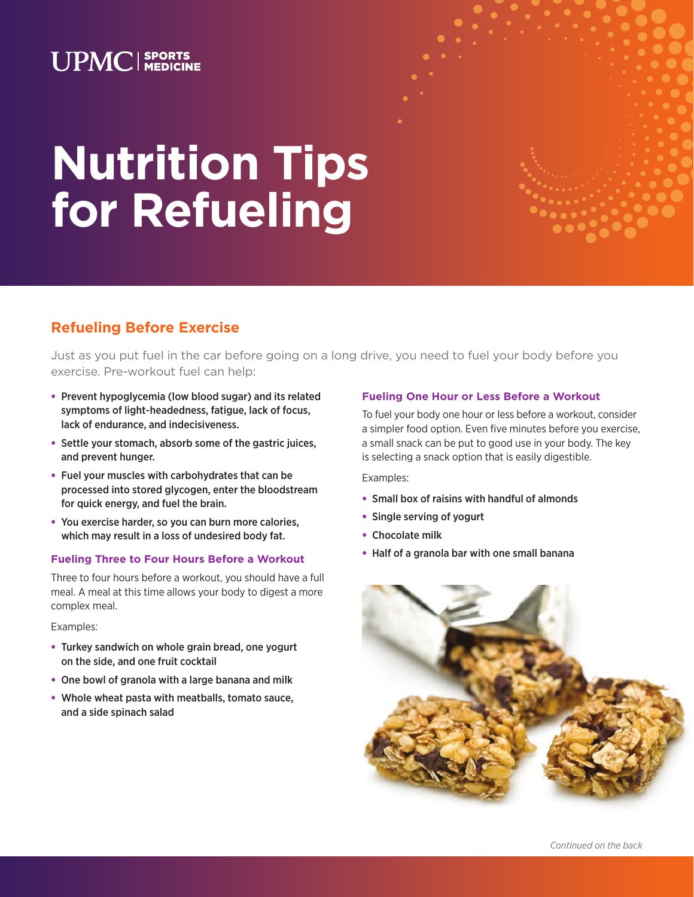UPMC | SPORTS MEDICINE

# Nutrition Tips for Refueling

## Refueling Before Exercise

Just as you put fuel in the car before going on a long drive, you need to fuel your body before you exercise. Pre-workout fuel can help:

- Prevent hypoglycemia (low blood sugar) and its related symptoms of light-headedness, fatigue, lack of focus, lack of endurance, and indecisiveness.
- Settle your stomach, absorb some of the gastric juices, and prevent hunger.
- Fuel your muscles with carbohydrates that can be processed into stored glycogen, enter the bloodstream for quick energy, and fuel the brain.
- You exercise harder, so you can burn more calories, which may result in a loss of undesired body fat.

### Fueling Three to Four Hours Before a Workout

Three to four hours before a workout, you should have a full meal. A meal at this time allows your body to digest a more complex meal.

Examples:

- Turkey sandwich on whole grain bread, one yogurt on the side, and one fruit cocktail
- One bowl of granola with a large banana and milk
- Whole wheat pasta with meatballs, tomato sauce, and a side spinach salad

### Fueling One Hour or Less Before a Workout

To fuel your body one hour or less before a workout, consider a simpler food option. Even five minutes before you exercise, a small snack can be put to good use in your body. The key is selecting a snack option that is easily digestible.

Examples:

- Small box of raisins with handful of almonds
- Single serving of yogurt
- Chocolate milk
- Half of a granola bar with one small banana

*Continued on the back*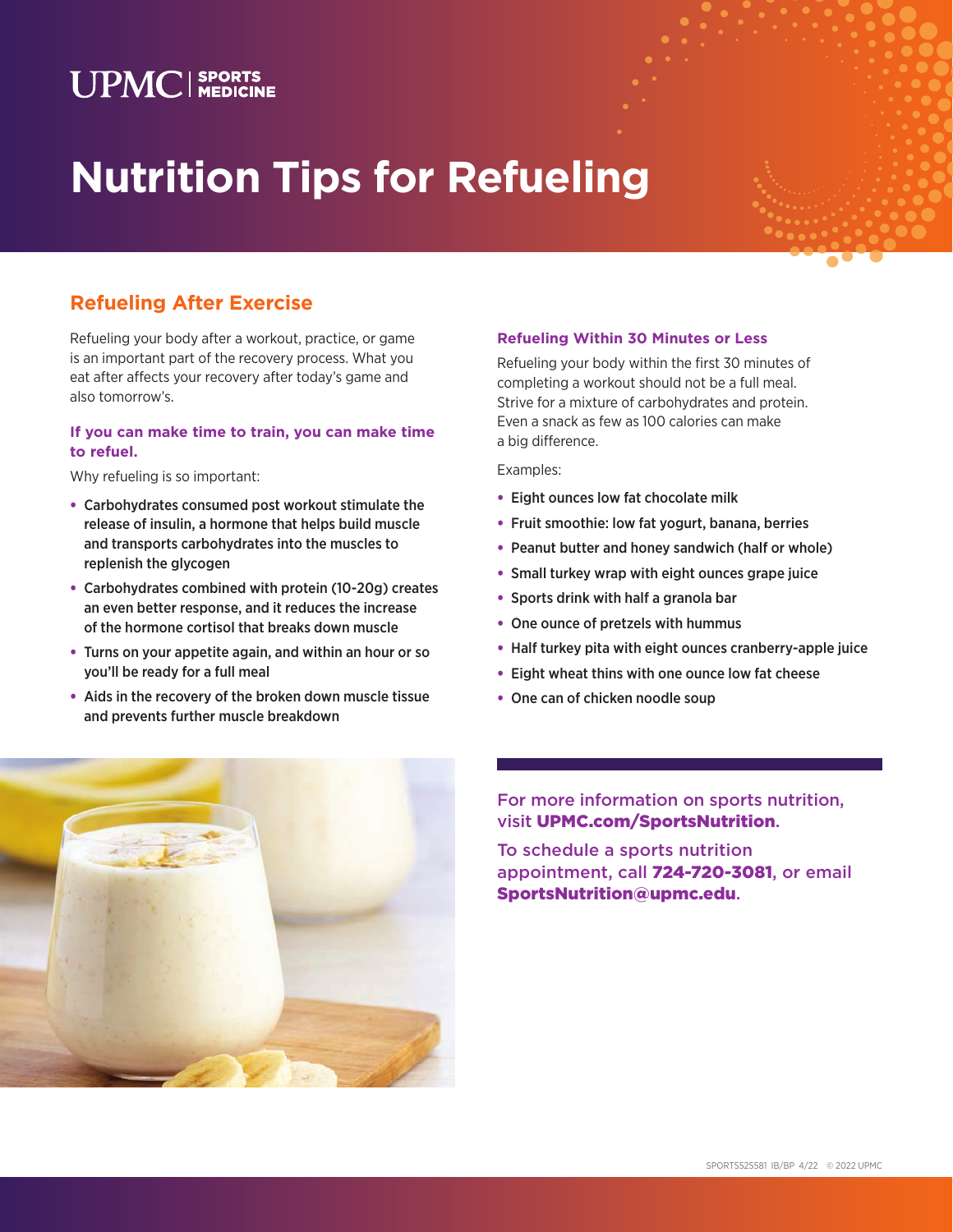UPMC | SPORTS MEDICINE

# Nutrition Tips for Refueling

## Refueling After Exercise

Refueling your body after a workout, practice, or game is an important part of the recovery process. What you eat after affects your recovery after today's game and also tomorrow's.

### If you can make time to train, you can make time to refuel.

Why refueling is so important:

- Carbohydrates consumed post workout stimulate the release of insulin, a hormone that helps build muscle and transports carbohydrates into the muscles to replenish the glycogen
- Carbohydrates combined with protein (10-20g) creates an even better response, and it reduces the increase of the hormone cortisol that breaks down muscle
- Turns on your appetite again, and within an hour or so you'll be ready for a full meal
- Aids in the recovery of the broken down muscle tissue and prevents further muscle breakdown

### Refueling Within 30 Minutes or Less

Refueling your body within the first 30 minutes of completing a workout should not be a full meal. Strive for a mixture of carbohydrates and protein. Even a snack as few as 100 calories can make a big difference.

Examples:

- Eight ounces low fat chocolate milk
- Fruit smoothie: low fat yogurt, banana, berries
- Peanut butter and honey sandwich (half or whole)
- Small turkey wrap with eight ounces grape juice
- Sports drink with half a granola bar
- One ounce of pretzels with hummus
- Half turkey pita with eight ounces cranberry-apple juice
- Eight wheat thins with one ounce low fat cheese
- One can of chicken noodle soup

For more information on sports nutrition, visit **UPMC.com/SportsNutrition**.

To schedule a sports nutrition appointment, call **724-720-3081**, or email **SportsNutrition@upmc.edu**.

SPORTS525581 IB/BP 4/22 © 2022 UPMC